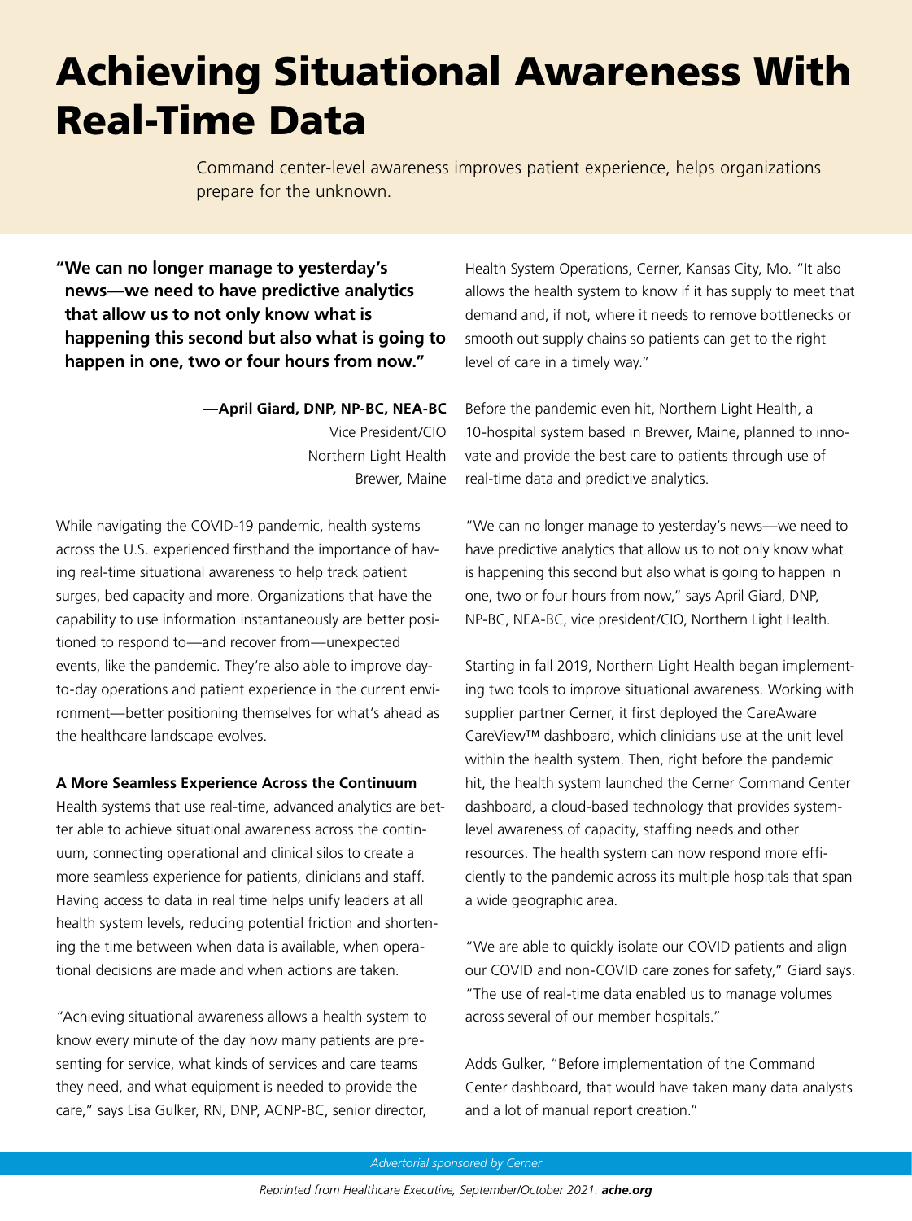# Achieving Situational Awareness With Real-Time Data

Command center-level awareness improves patient experience, helps organizations prepare for the unknown.

> **"We can no longer manage to yesterday's news—we need to have predictive analytics that allow us to not only know what is happening this second but also what is going to happen in one, two or four hours from now."**
>
> **—April Giard, DNP, NP-BC, NEA-BC**
> Vice President/CIO
> Northern Light Health
> Brewer, Maine

While navigating the COVID-19 pandemic, health systems across the U.S. experienced firsthand the importance of having real-time situational awareness to help track patient surges, bed capacity and more. Organizations that have the capability to use information instantaneously are better positioned to respond to—and recover from—unexpected events, like the pandemic. They're also able to improve day-to-day operations and patient experience in the current environment—better positioning themselves for what's ahead as the healthcare landscape evolves.

**A More Seamless Experience Across the Continuum**

Health systems that use real-time, advanced analytics are better able to achieve situational awareness across the continuum, connecting operational and clinical silos to create a more seamless experience for patients, clinicians and staff. Having access to data in real time helps unify leaders at all health system levels, reducing potential friction and shortening the time between when data is available, when operational decisions are made and when actions are taken.

"Achieving situational awareness allows a health system to know every minute of the day how many patients are presenting for service, what kinds of services and care teams they need, and what equipment is needed to provide the care," says Lisa Gulker, RN, DNP, ACNP-BC, senior director, Health System Operations, Cerner, Kansas City, Mo. "It also allows the health system to know if it has supply to meet that demand and, if not, where it needs to remove bottlenecks or smooth out supply chains so patients can get to the right level of care in a timely way."

Before the pandemic even hit, Northern Light Health, a 10-hospital system based in Brewer, Maine, planned to innovate and provide the best care to patients through use of real-time data and predictive analytics.

"We can no longer manage to yesterday's news—we need to have predictive analytics that allow us to not only know what is happening this second but also what is going to happen in one, two or four hours from now," says April Giard, DNP, NP-BC, NEA-BC, vice president/CIO, Northern Light Health.

Starting in fall 2019, Northern Light Health began implementing two tools to improve situational awareness. Working with supplier partner Cerner, it first deployed the CareAware CareView™ dashboard, which clinicians use at the unit level within the health system. Then, right before the pandemic hit, the health system launched the Cerner Command Center dashboard, a cloud-based technology that provides system-level awareness of capacity, staffing needs and other resources. The health system can now respond more efficiently to the pandemic across its multiple hospitals that span a wide geographic area.

"We are able to quickly isolate our COVID patients and align our COVID and non-COVID care zones for safety," Giard says. "The use of real-time data enabled us to manage volumes across several of our member hospitals."

Adds Gulker, "Before implementation of the Command Center dashboard, that would have taken many data analysts and a lot of manual report creation."

*Advertorial sponsored by Cerner*

*Reprinted from Healthcare Executive, September/October 2021.* ***ache.org***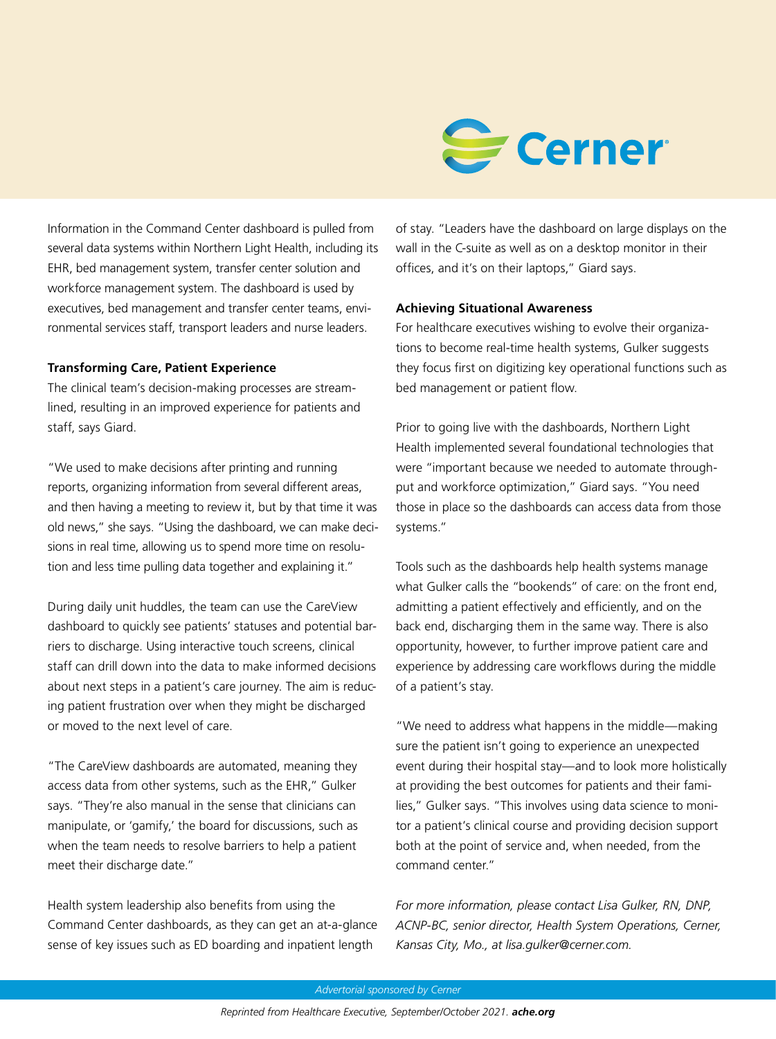Information in the Command Center dashboard is pulled from several data systems within Northern Light Health, including its EHR, bed management system, transfer center solution and workforce management system. The dashboard is used by executives, bed management and transfer center teams, environmental services staff, transport leaders and nurse leaders.

**Transforming Care, Patient Experience**

The clinical team's decision-making processes are streamlined, resulting in an improved experience for patients and staff, says Giard.

"We used to make decisions after printing and running reports, organizing information from several different areas, and then having a meeting to review it, but by that time it was old news," she says. "Using the dashboard, we can make decisions in real time, allowing us to spend more time on resolution and less time pulling data together and explaining it."

During daily unit huddles, the team can use the CareView dashboard to quickly see patients' statuses and potential barriers to discharge. Using interactive touch screens, clinical staff can drill down into the data to make informed decisions about next steps in a patient's care journey. The aim is reducing patient frustration over when they might be discharged or moved to the next level of care.

"The CareView dashboards are automated, meaning they access data from other systems, such as the EHR," Gulker says. "They're also manual in the sense that clinicians can manipulate, or 'gamify,' the board for discussions, such as when the team needs to resolve barriers to help a patient meet their discharge date."

Health system leadership also benefits from using the Command Center dashboards, as they can get an at-a-glance sense of key issues such as ED boarding and inpatient length of stay. "Leaders have the dashboard on large displays on the wall in the C-suite as well as on a desktop monitor in their offices, and it's on their laptops," Giard says.

**Achieving Situational Awareness**

For healthcare executives wishing to evolve their organizations to become real-time health systems, Gulker suggests they focus first on digitizing key operational functions such as bed management or patient flow.

Prior to going live with the dashboards, Northern Light Health implemented several foundational technologies that were "important because we needed to automate throughput and workforce optimization," Giard says. "You need those in place so the dashboards can access data from those systems."

Tools such as the dashboards help health systems manage what Gulker calls the "bookends" of care: on the front end, admitting a patient effectively and efficiently, and on the back end, discharging them in the same way. There is also opportunity, however, to further improve patient care and experience by addressing care workflows during the middle of a patient's stay.

"We need to address what happens in the middle—making sure the patient isn't going to experience an unexpected event during their hospital stay—and to look more holistically at providing the best outcomes for patients and their families," Gulker says. "This involves using data science to monitor a patient's clinical course and providing decision support both at the point of service and, when needed, from the command center."

*For more information, please contact Lisa Gulker, RN, DNP, ACNP-BC, senior director, Health System Operations, Cerner, Kansas City, Mo., at lisa.gulker@cerner.com.*

*Advertorial sponsored by Cerner*

*Reprinted from Healthcare Executive, September/October 2021.* ***ache.org***